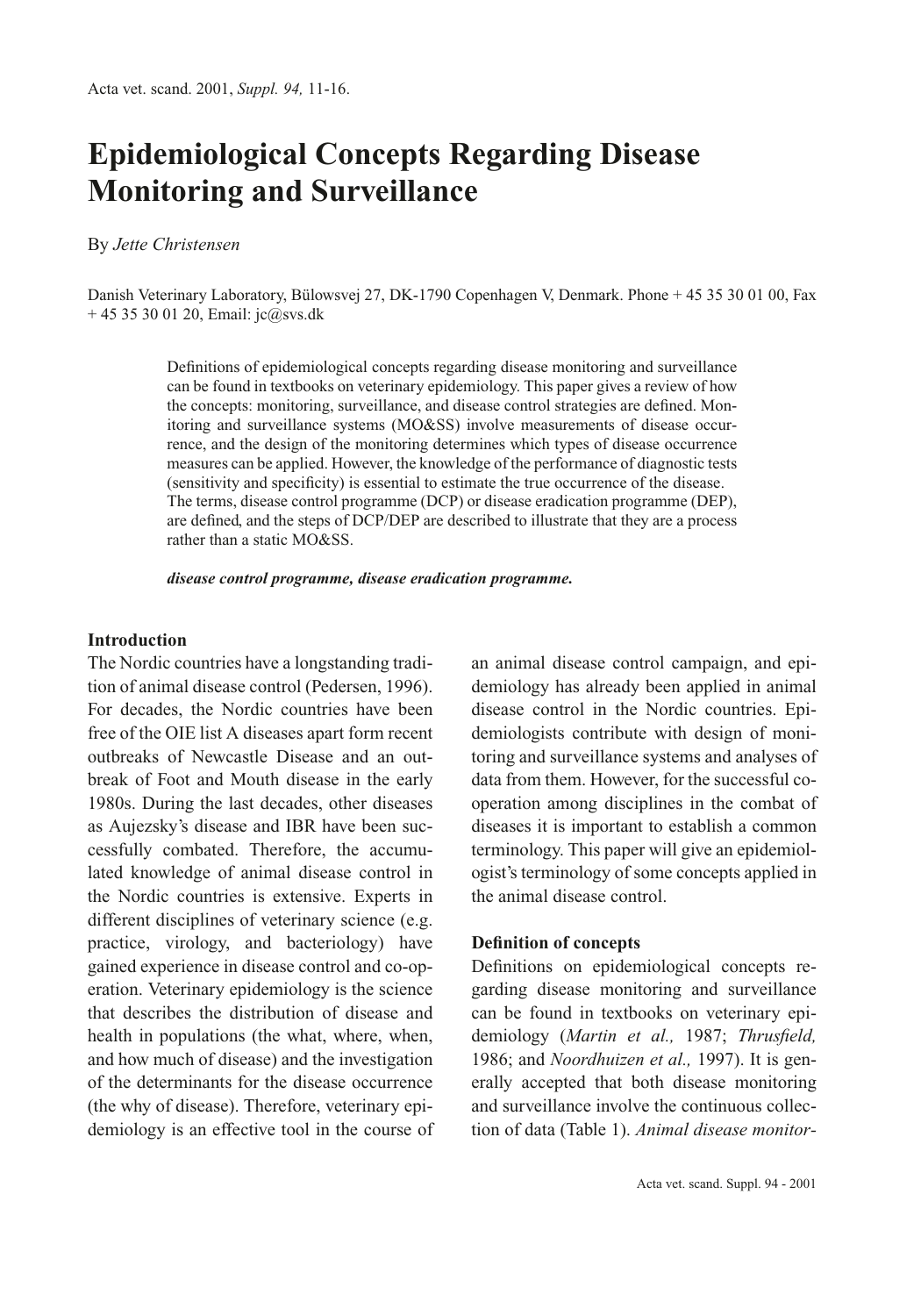# Epidemiological Concepts Regarding Disease Monitoring and Surveillance

By *Jette Christensen*

Danish Veterinary Laboratory, Bülowsvej 27, DK-1790 Copenhagen V, Denmark. Phone + 45 35 30 01 00, Fax + 45 35 30 01 20, Email: jc@svs.dk

Definitions of epidemiological concepts regarding disease monitoring and surveillance can be found in textbooks on veterinary epidemiology. This paper gives a review of how the concepts: monitoring, surveillance, and disease control strategies are defined. Monitoring and surveillance systems (MO&SS) involve measurements of disease occurrence, and the design of the monitoring determines which types of disease occurrence measures can be applied. However, the knowledge of the performance of diagnostic tests (sensitivity and specificity) is essential to estimate the true occurrence of the disease. The terms, disease control programme (DCP) or disease eradication programme (DEP), are defined, and the steps of DCP/DEP are described to illustrate that they are a process rather than a static MO&SS.

***disease control programme, disease eradication programme.***

## Introduction

The Nordic countries have a longstanding tradition of animal disease control (Pedersen, 1996). For decades, the Nordic countries have been free of the OIE list A diseases apart form recent outbreaks of Newcastle Disease and an outbreak of Foot and Mouth disease in the early 1980s. During the last decades, other diseases as Aujezsky's disease and IBR have been successfully combated. Therefore, the accumulated knowledge of animal disease control in the Nordic countries is extensive. Experts in different disciplines of veterinary science (e.g. practice, virology, and bacteriology) have gained experience in disease control and co-operation. Veterinary epidemiology is the science that describes the distribution of disease and health in populations (the what, where, when, and how much of disease) and the investigation of the determinants for the disease occurrence (the why of disease). Therefore, veterinary epidemiology is an effective tool in the course of an animal disease control campaign, and epidemiology has already been applied in animal disease control in the Nordic countries. Epidemiologists contribute with design of monitoring and surveillance systems and analyses of data from them. However, for the successful co-operation among disciplines in the combat of diseases it is important to establish a common terminology. This paper will give an epidemiologist's terminology of some concepts applied in the animal disease control.

## Definition of concepts

Definitions on epidemiological concepts regarding disease monitoring and surveillance can be found in textbooks on veterinary epidemiology (*Martin et al.,* 1987; *Thrusfield,* 1986; and *Noordhuizen et al.,* 1997). It is generally accepted that both disease monitoring and surveillance involve the continuous collection of data (Table 1). *Animal disease monitor-*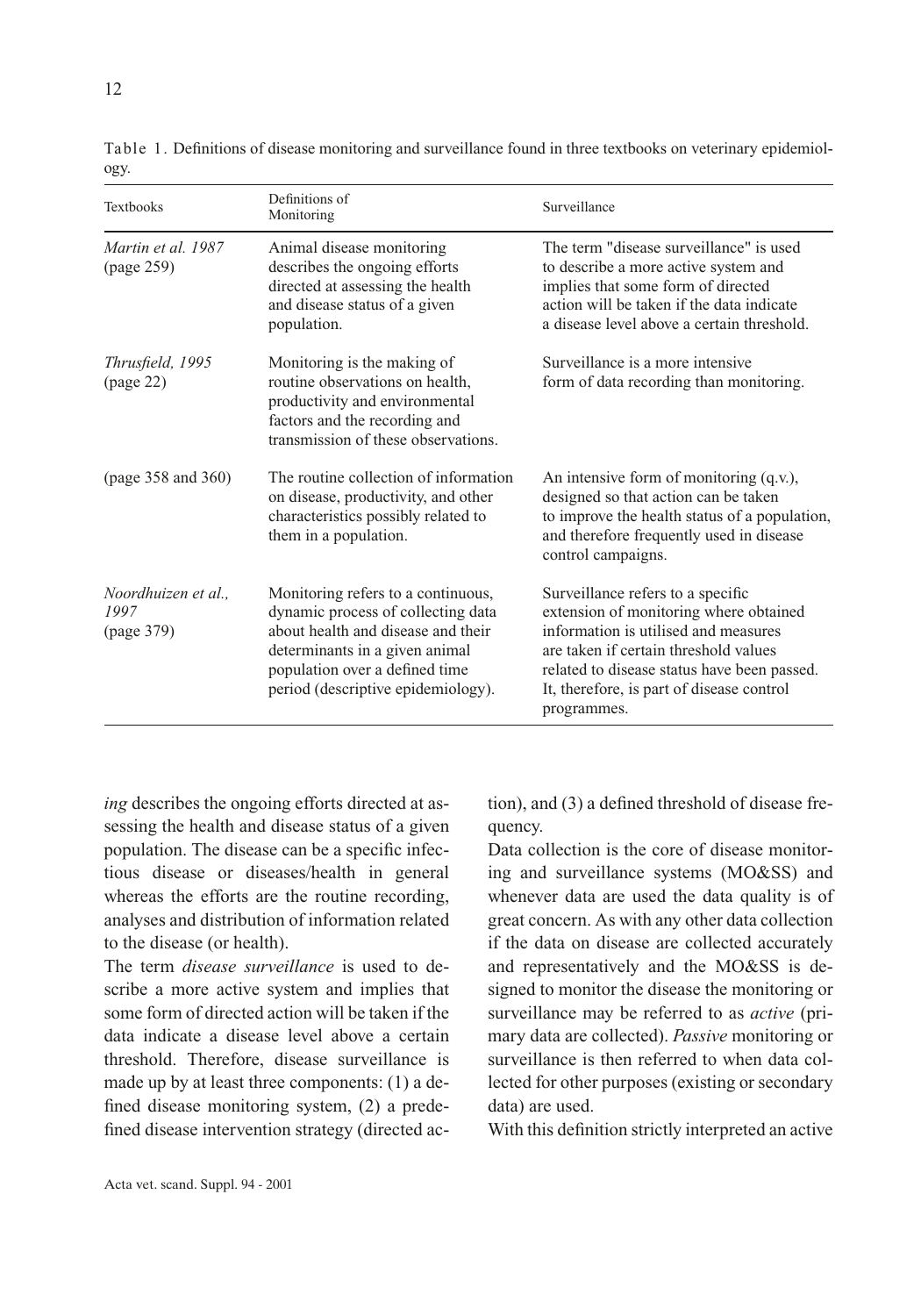Table 1. Definitions of disease monitoring and surveillance found in three textbooks on veterinary epidemiology.

| Textbooks | Definitions of Monitoring | Surveillance |
|---|---|---|
| *Martin et al. 1987* (page 259) | Animal disease monitoring describes the ongoing efforts directed at assessing the health and disease status of a given population. | The term "disease surveillance" is used to describe a more active system and implies that some form of directed action will be taken if the data indicate a disease level above a certain threshold. |
| *Thrusfield, 1995* (page 22) | Monitoring is the making of routine observations on health, productivity and environmental factors and the recording and transmission of these observations. | Surveillance is a more intensive form of data recording than monitoring. |
| (page 358 and 360) | The routine collection of information on disease, productivity, and other characteristics possibly related to them in a population. | An intensive form of monitoring (q.v.), designed so that action can be taken to improve the health status of a population, and therefore frequently used in disease control campaigns. |
| *Noordhuizen et al., 1997* (page 379) | Monitoring refers to a continuous, dynamic process of collecting data about health and disease and their determinants in a given animal population over a defined time period (descriptive epidemiology). | Surveillance refers to a specific extension of monitoring where obtained information is utilised and measures are taken if certain threshold values related to disease status have been passed. It, therefore, is part of disease control programmes. |

*ing* describes the ongoing efforts directed at assessing the health and disease status of a given population. The disease can be a specific infectious disease or diseases/health in general whereas the efforts are the routine recording, analyses and distribution of information related to the disease (or health).

The term *disease surveillance* is used to describe a more active system and implies that some form of directed action will be taken if the data indicate a disease level above a certain threshold. Therefore, disease surveillance is made up by at least three components: (1) a defined disease monitoring system, (2) a predefined disease intervention strategy (directed action), and (3) a defined threshold of disease frequency.

Data collection is the core of disease monitoring and surveillance systems (MO&SS) and whenever data are used the data quality is of great concern. As with any other data collection if the data on disease are collected accurately and representatively and the MO&SS is designed to monitor the disease the monitoring or surveillance may be referred to as *active* (primary data are collected). *Passive* monitoring or surveillance is then referred to when data collected for other purposes (existing or secondary data) are used.

With this definition strictly interpreted an active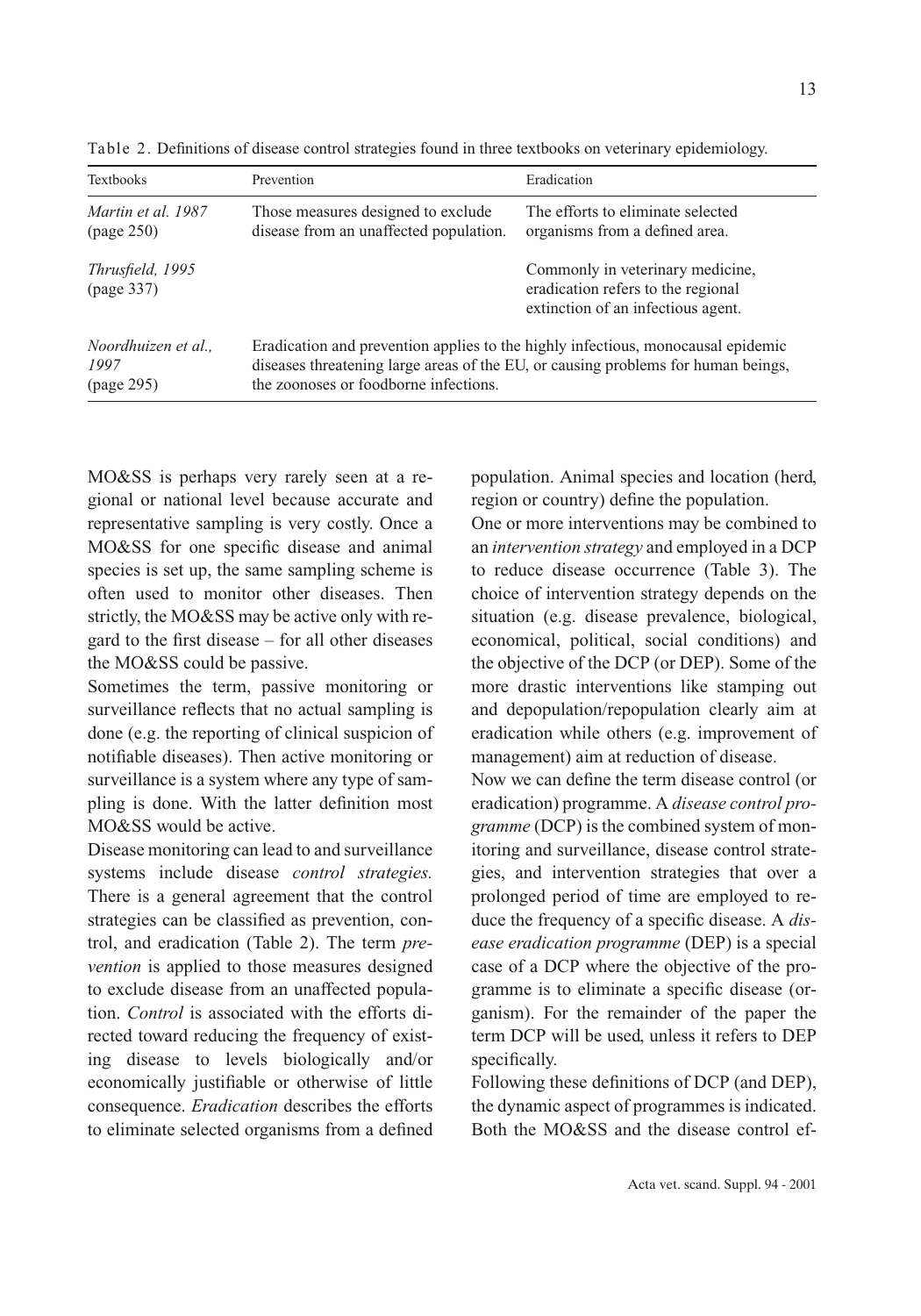Table 2. Definitions of disease control strategies found in three textbooks on veterinary epidemiology.

| Textbooks | Prevention | Eradication |
|---|---|---|
| *Martin et al. 1987* (page 250) | Those measures designed to exclude disease from an unaffected population. | The efforts to eliminate selected organisms from a defined area. |
| *Thrusfield, 1995* (page 337) | | Commonly in veterinary medicine, eradication refers to the regional extinction of an infectious agent. |
| *Noordhuizen et al., 1997* (page 295) | Eradication and prevention applies to the highly infectious, monocausal epidemic diseases threatening large areas of the EU, or causing problems for human beings, the zoonoses or foodborne infections. | |

MO&SS is perhaps very rarely seen at a regional or national level because accurate and representative sampling is very costly. Once a MO&SS for one specific disease and animal species is set up, the same sampling scheme is often used to monitor other diseases. Then strictly, the MO&SS may be active only with regard to the first disease – for all other diseases the MO&SS could be passive.

Sometimes the term, passive monitoring or surveillance reflects that no actual sampling is done (e.g. the reporting of clinical suspicion of notifiable diseases). Then active monitoring or surveillance is a system where any type of sampling is done. With the latter definition most MO&SS would be active.

Disease monitoring can lead to and surveillance systems include disease *control strategies.* There is a general agreement that the control strategies can be classified as prevention, control, and eradication (Table 2). The term *prevention* is applied to those measures designed to exclude disease from an unaffected population. *Control* is associated with the efforts directed toward reducing the frequency of existing disease to levels biologically and/or economically justifiable or otherwise of little consequence. *Eradication* describes the efforts to eliminate selected organisms from a defined population. Animal species and location (herd, region or country) define the population.

One or more interventions may be combined to an *intervention strategy* and employed in a DCP to reduce disease occurrence (Table 3). The choice of intervention strategy depends on the situation (e.g. disease prevalence, biological, economical, political, social conditions) and the objective of the DCP (or DEP). Some of the more drastic interventions like stamping out and depopulation/repopulation clearly aim at eradication while others (e.g. improvement of management) aim at reduction of disease.

Now we can define the term disease control (or eradication) programme. A *disease control programme* (DCP) is the combined system of monitoring and surveillance, disease control strategies, and intervention strategies that over a prolonged period of time are employed to reduce the frequency of a specific disease. A *disease eradication programme* (DEP) is a special case of a DCP where the objective of the programme is to eliminate a specific disease (organism). For the remainder of the paper the term DCP will be used, unless it refers to DEP specifically.

Following these definitions of DCP (and DEP), the dynamic aspect of programmes is indicated. Both the MO&SS and the disease control ef-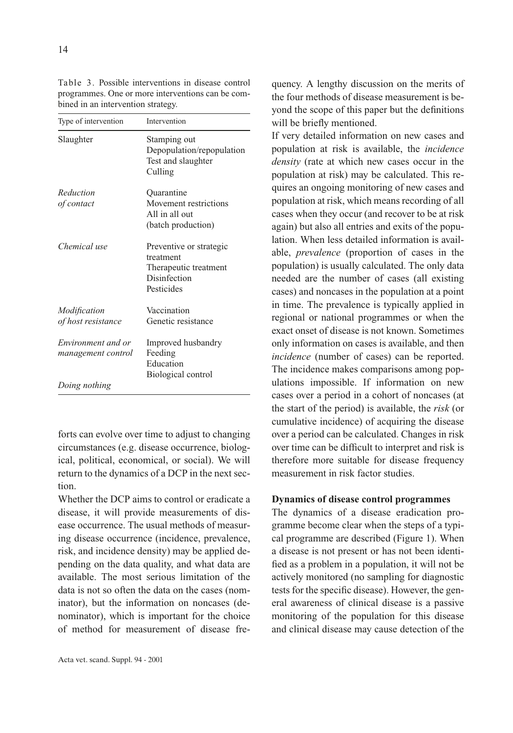Table 3. Possible interventions in disease control programmes. One or more interventions can be combined in an intervention strategy.

| Type of intervention | Intervention |
|---|---|
| Slaughter | Stamping out<br>Depopulation/repopulation<br>Test and slaughter<br>Culling |
| *Reduction of contact* | Quarantine<br>Movement restrictions<br>All in all out (batch production) |
| *Chemical use* | Preventive or strategic treatment<br>Therapeutic treatment<br>Disinfection<br>Pesticides |
| *Modification of host resistance* | Vaccination<br>Genetic resistance |
| *Environment and or management control* | Improved husbandry<br>Feeding<br>Education<br>Biological control |
| *Doing nothing* | |

forts can evolve over time to adjust to changing circumstances (e.g. disease occurrence, biological, political, economical, or social). We will return to the dynamics of a DCP in the next section.

Whether the DCP aims to control or eradicate a disease, it will provide measurements of disease occurrence. The usual methods of measuring disease occurrence (incidence, prevalence, risk, and incidence density) may be applied depending on the data quality, and what data are available. The most serious limitation of the data is not so often the data on the cases (nominator), but the information on noncases (denominator), which is important for the choice of method for measurement of disease frequency. A lengthy discussion on the merits of the four methods of disease measurement is beyond the scope of this paper but the definitions will be briefly mentioned.

If very detailed information on new cases and population at risk is available, the *incidence density* (rate at which new cases occur in the population at risk) may be calculated. This requires an ongoing monitoring of new cases and population at risk, which means recording of all cases when they occur (and recover to be at risk again) but also all entries and exits of the population. When less detailed information is available, *prevalence* (proportion of cases in the population) is usually calculated. The only data needed are the number of cases (all existing cases) and noncases in the population at a point in time. The prevalence is typically applied in regional or national programmes or when the exact onset of disease is not known. Sometimes only information on cases is available, and then *incidence* (number of cases) can be reported. The incidence makes comparisons among populations impossible. If information on new cases over a period in a cohort of noncases (at the start of the period) is available, the *risk* (or cumulative incidence) of acquiring the disease over a period can be calculated. Changes in risk over time can be difficult to interpret and risk is therefore more suitable for disease frequency measurement in risk factor studies.

**Dynamics of disease control programmes**

The dynamics of a disease eradication programme become clear when the steps of a typical programme are described (Figure 1). When a disease is not present or has not been identified as a problem in a population, it will not be actively monitored (no sampling for diagnostic tests for the specific disease). However, the general awareness of clinical disease is a passive monitoring of the population for this disease and clinical disease may cause detection of the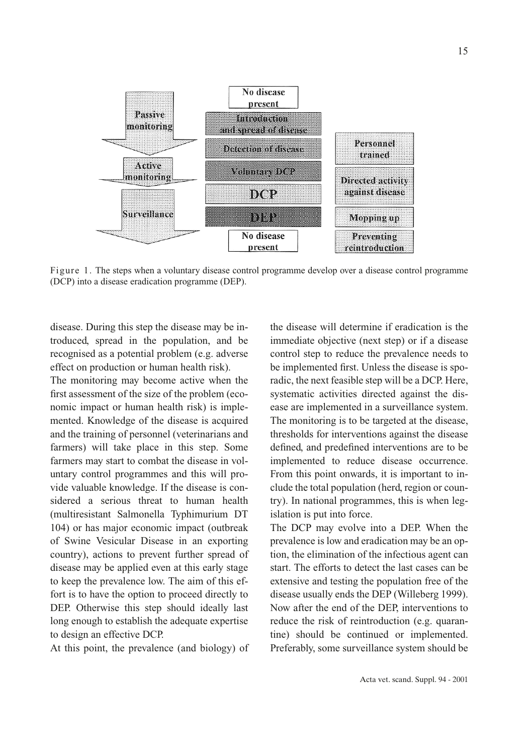| | No disease present | |
|---|---|---|
| Passive monitoring | Introduction and spread of disease | |
| | Detection of disease | Personnel trained |
| Active monitoring | Voluntary DCP | Directed activity against disease |
| | DCP | |
| Surveillance | DEP | Mopping up |
| | No disease present | Preventing reintroduction |

Figure 1. The steps when a voluntary disease control programme develop over a disease control programme (DCP) into a disease eradication programme (DEP).

disease. During this step the disease may be introduced, spread in the population, and be recognised as a potential problem (e.g. adverse effect on production or human health risk).

The monitoring may become active when the first assessment of the size of the problem (economic impact or human health risk) is implemented. Knowledge of the disease is acquired and the training of personnel (veterinarians and farmers) will take place in this step. Some farmers may start to combat the disease in voluntary control programmes and this will provide valuable knowledge. If the disease is considered a serious threat to human health (multiresistant Salmonella Typhimurium DT 104) or has major economic impact (outbreak of Swine Vesicular Disease in an exporting country), actions to prevent further spread of disease may be applied even at this early stage to keep the prevalence low. The aim of this effort is to have the option to proceed directly to DEP. Otherwise this step should ideally last long enough to establish the adequate expertise to design an effective DCP.

At this point, the prevalence (and biology) of the disease will determine if eradication is the immediate objective (next step) or if a disease control step to reduce the prevalence needs to be implemented first. Unless the disease is sporadic, the next feasible step will be a DCP. Here, systematic activities directed against the disease are implemented in a surveillance system. The monitoring is to be targeted at the disease, thresholds for interventions against the disease defined, and predefined interventions are to be implemented to reduce disease occurrence. From this point onwards, it is important to include the total population (herd, region or country). In national programmes, this is when legislation is put into force.

The DCP may evolve into a DEP. When the prevalence is low and eradication may be an option, the elimination of the infectious agent can start. The efforts to detect the last cases can be extensive and testing the population free of the disease usually ends the DEP (Willeberg 1999). Now after the end of the DEP, interventions to reduce the risk of reintroduction (e.g. quarantine) should be continued or implemented. Preferably, some surveillance system should be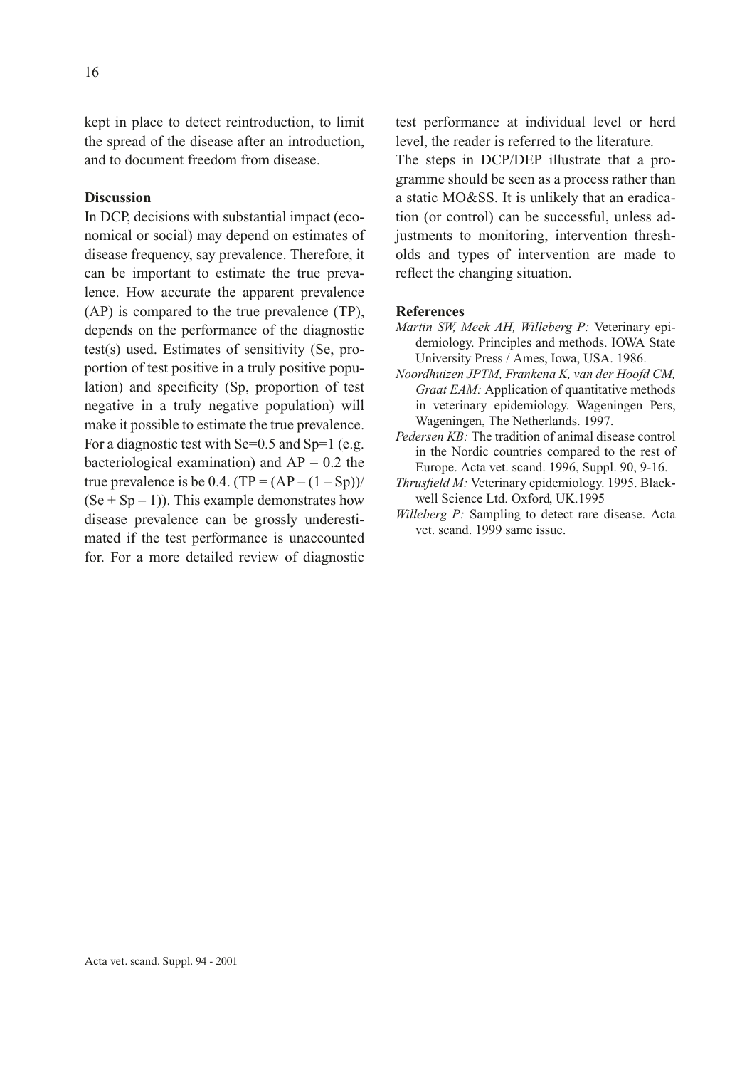kept in place to detect reintroduction, to limit the spread of the disease after an introduction, and to document freedom from disease.

## Discussion

In DCP, decisions with substantial impact (economical or social) may depend on estimates of disease frequency, say prevalence. Therefore, it can be important to estimate the true prevalence. How accurate the apparent prevalence (AP) is compared to the true prevalence (TP), depends on the performance of the diagnostic test(s) used. Estimates of sensitivity (Se, proportion of test positive in a truly positive population) and specificity (Sp, proportion of test negative in a truly negative population) will make it possible to estimate the true prevalence. For a diagnostic test with Se=0.5 and Sp=1 (e.g. bacteriological examination) and AP = 0.2 the true prevalence is be 0.4. ($TP = (AP - (1 - Sp))/(Se + Sp - 1)$). This example demonstrates how disease prevalence can be grossly underestimated if the test performance is unaccounted for. For a more detailed review of diagnostic test performance at individual level or herd level, the reader is referred to the literature.

The steps in DCP/DEP illustrate that a programme should be seen as a process rather than a static MO&SS. It is unlikely that an eradication (or control) can be successful, unless adjustments to monitoring, intervention thresholds and types of intervention are made to reflect the changing situation.

## References

*Martin SW, Meek AH, Willeberg P:* Veterinary epidemiology. Principles and methods. IOWA State University Press / Ames, Iowa, USA. 1986.

*Noordhuizen JPTM, Frankena K, van der Hoofd CM, Graat EAM:* Application of quantitative methods in veterinary epidemiology. Wageningen Pers, Wageningen, The Netherlands. 1997.

*Pedersen KB:* The tradition of animal disease control in the Nordic countries compared to the rest of Europe. Acta vet. scand. 1996, Suppl. 90, 9-16.

*Thrusfield M:* Veterinary epidemiology. 1995. Blackwell Science Ltd. Oxford, UK.1995

*Willeberg P:* Sampling to detect rare disease. Acta vet. scand. 1999 same issue.